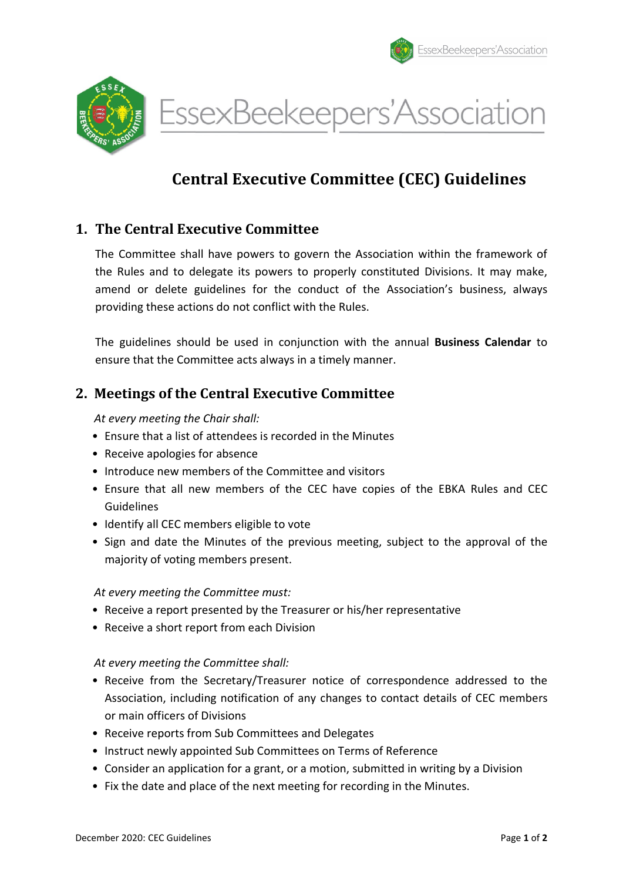# Essex Beekeepers' Association

## Central Executive Committee (CEC) Guidelines

### 1. The Central Executive Committee

The Committee shall have powers to govern the Association within the framework of the Rules and to delegate its powers to properly constituted Divisions. It may make, amend or delete guidelines for the conduct of the Association's business, always providing these actions do not conflict with the Rules.

The guidelines should be used in conjunction with the annual **Business Calendar** to ensure that the Committee acts always in a timely manner.

### 2. Meetings of the Central Executive Committee

*At every meeting the Chair shall:*

- Ensure that a list of attendees is recorded in the Minutes
- Receive apologies for absence
- Introduce new members of the Committee and visitors
- Ensure that all new members of the CEC have copies of the EBKA Rules and CEC Guidelines
- Identify all CEC members eligible to vote
- Sign and date the Minutes of the previous meeting, subject to the approval of the majority of voting members present.

*At every meeting the Committee must:*

- Receive a report presented by the Treasurer or his/her representative
- Receive a short report from each Division

*At every meeting the Committee shall:*

- Receive from the Secretary/Treasurer notice of correspondence addressed to the Association, including notification of any changes to contact details of CEC members or main officers of Divisions
- Receive reports from Sub Committees and Delegates
- Instruct newly appointed Sub Committees on Terms of Reference
- Consider an application for a grant, or a motion, submitted in writing by a Division
- Fix the date and place of the next meeting for recording in the Minutes.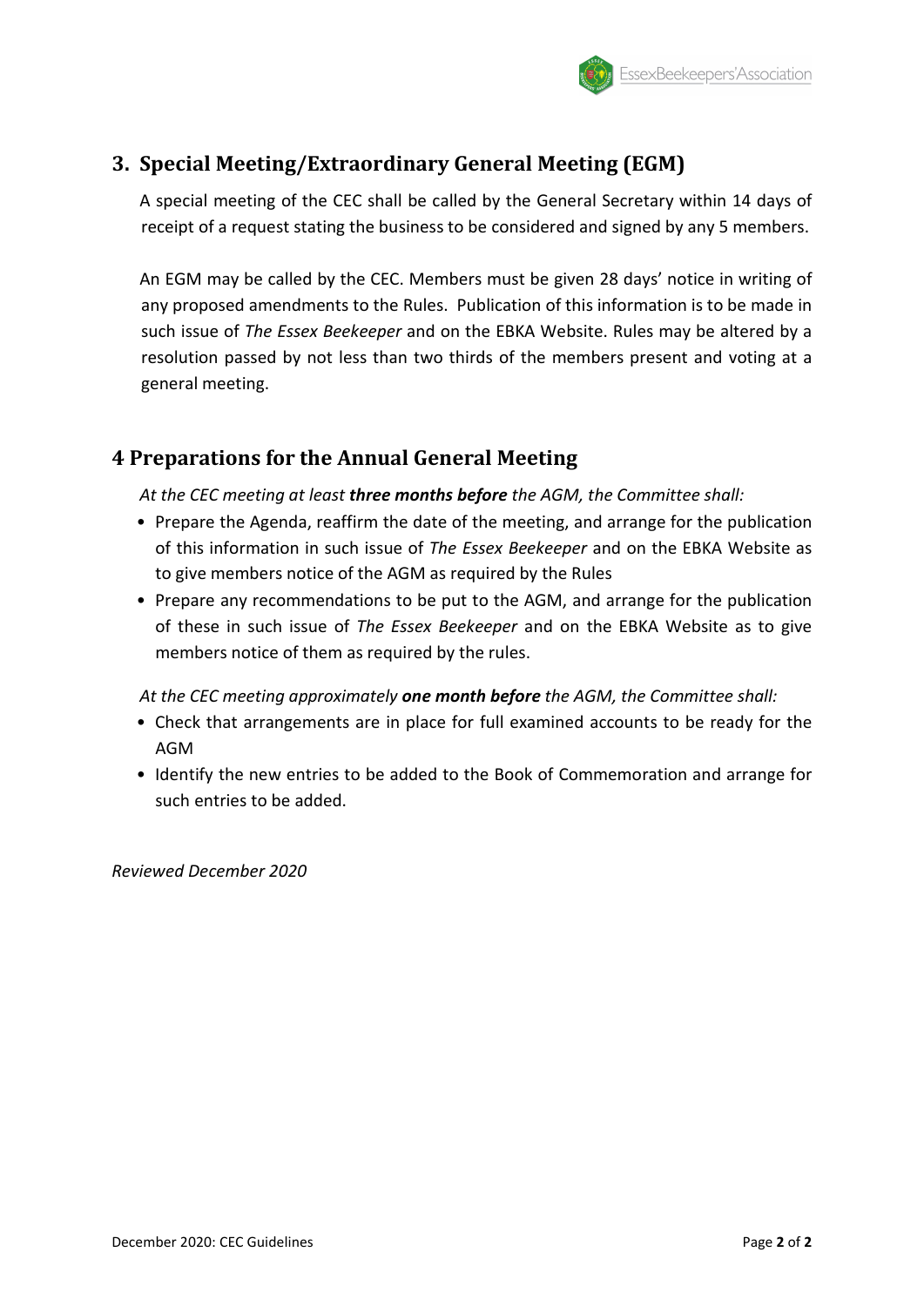## 3. Special Meeting/Extraordinary General Meeting (EGM)

A special meeting of the CEC shall be called by the General Secretary within 14 days of receipt of a request stating the business to be considered and signed by any 5 members.

An EGM may be called by the CEC. Members must be given 28 days' notice in writing of any proposed amendments to the Rules. Publication of this information is to be made in such issue of *The Essex Beekeeper* and on the EBKA Website. Rules may be altered by a resolution passed by not less than two thirds of the members present and voting at a general meeting.

## 4 Preparations for the Annual General Meeting

*At the CEC meeting at least **three months before** the AGM, the Committee shall:*

- Prepare the Agenda, reaffirm the date of the meeting, and arrange for the publication of this information in such issue of *The Essex Beekeeper* and on the EBKA Website as to give members notice of the AGM as required by the Rules
- Prepare any recommendations to be put to the AGM, and arrange for the publication of these in such issue of *The Essex Beekeeper* and on the EBKA Website as to give members notice of them as required by the rules.

*At the CEC meeting approximately **one month before** the AGM, the Committee shall:*

- Check that arrangements are in place for full examined accounts to be ready for the AGM
- Identify the new entries to be added to the Book of Commemoration and arrange for such entries to be added.

*Reviewed December 2020*